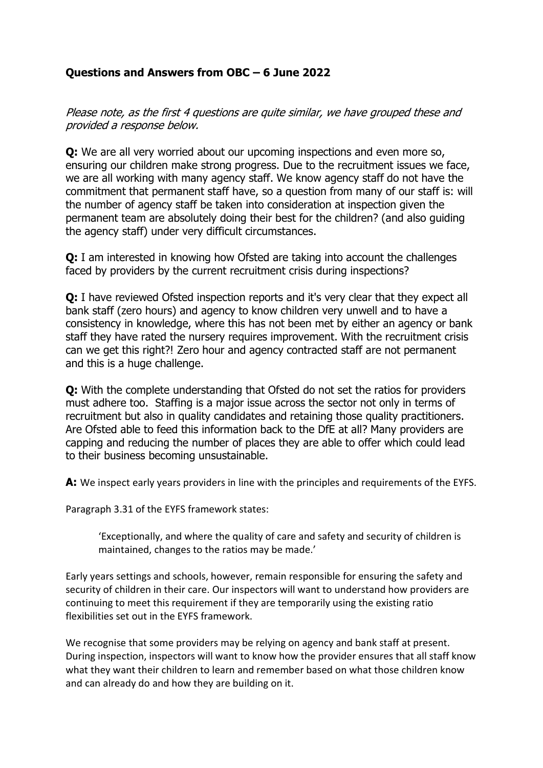## Questions and Answers from OBC – 6 June 2022

*Please note, as the first 4 questions are quite similar, we have grouped these and provided a response below.*

**Q:** We are all very worried about our upcoming inspections and even more so, ensuring our children make strong progress. Due to the recruitment issues we face, we are all working with many agency staff. We know agency staff do not have the commitment that permanent staff have, so a question from many of our staff is: will the number of agency staff be taken into consideration at inspection given the permanent team are absolutely doing their best for the children? (and also guiding the agency staff) under very difficult circumstances.

**Q:** I am interested in knowing how Ofsted are taking into account the challenges faced by providers by the current recruitment crisis during inspections?

**Q:** I have reviewed Ofsted inspection reports and it's very clear that they expect all bank staff (zero hours) and agency to know children very unwell and to have a consistency in knowledge, where this has not been met by either an agency or bank staff they have rated the nursery requires improvement. With the recruitment crisis can we get this right?! Zero hour and agency contracted staff are not permanent and this is a huge challenge.

**Q:** With the complete understanding that Ofsted do not set the ratios for providers must adhere too. Staffing is a major issue across the sector not only in terms of recruitment but also in quality candidates and retaining those quality practitioners. Are Ofsted able to feed this information back to the DfE at all? Many providers are capping and reducing the number of places they are able to offer which could lead to their business becoming unsustainable.

**A:** We inspect early years providers in line with the principles and requirements of the EYFS.

Paragraph 3.31 of the EYFS framework states:

> 'Exceptionally, and where the quality of care and safety and security of children is maintained, changes to the ratios may be made.'

Early years settings and schools, however, remain responsible for ensuring the safety and security of children in their care. Our inspectors will want to understand how providers are continuing to meet this requirement if they are temporarily using the existing ratio flexibilities set out in the EYFS framework.

We recognise that some providers may be relying on agency and bank staff at present. During inspection, inspectors will want to know how the provider ensures that all staff know what they want their children to learn and remember based on what those children know and can already do and how they are building on it.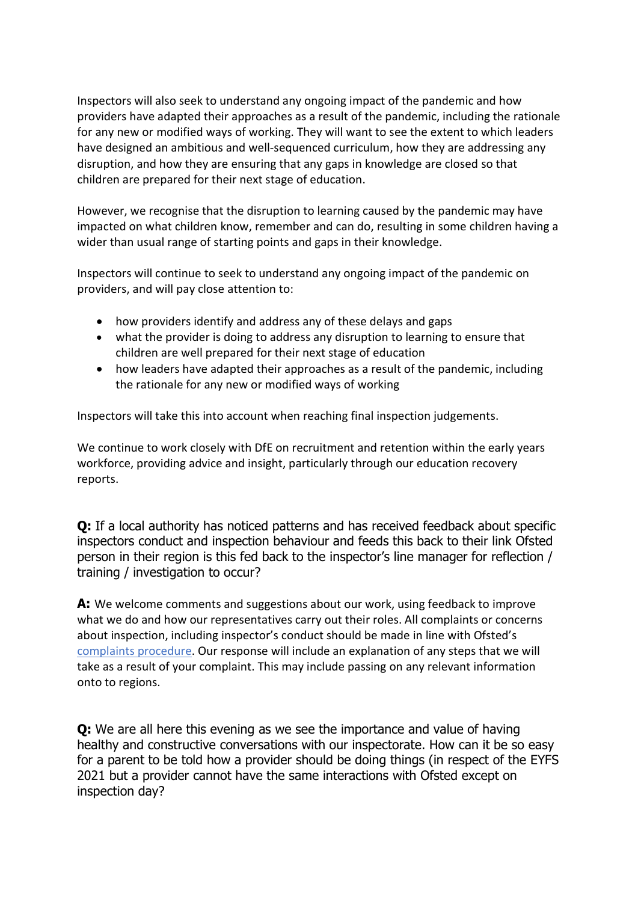Inspectors will also seek to understand any ongoing impact of the pandemic and how providers have adapted their approaches as a result of the pandemic, including the rationale for any new or modified ways of working. They will want to see the extent to which leaders have designed an ambitious and well-sequenced curriculum, how they are addressing any disruption, and how they are ensuring that any gaps in knowledge are closed so that children are prepared for their next stage of education.

However, we recognise that the disruption to learning caused by the pandemic may have impacted on what children know, remember and can do, resulting in some children having a wider than usual range of starting points and gaps in their knowledge.

Inspectors will continue to seek to understand any ongoing impact of the pandemic on providers, and will pay close attention to:

- how providers identify and address any of these delays and gaps
- what the provider is doing to address any disruption to learning to ensure that children are well prepared for their next stage of education
- how leaders have adapted their approaches as a result of the pandemic, including the rationale for any new or modified ways of working

Inspectors will take this into account when reaching final inspection judgements.

We continue to work closely with DfE on recruitment and retention within the early years workforce, providing advice and insight, particularly through our education recovery reports.

**Q:** If a local authority has noticed patterns and has received feedback about specific inspectors conduct and inspection behaviour and feeds this back to their link Ofsted person in their region is this fed back to the inspector's line manager for reflection / training / investigation to occur?

**A:** We welcome comments and suggestions about our work, using feedback to improve what we do and how our representatives carry out their roles. All complaints or concerns about inspection, including inspector's conduct should be made in line with Ofsted's complaints procedure. Our response will include an explanation of any steps that we will take as a result of your complaint. This may include passing on any relevant information onto to regions.

**Q:** We are all here this evening as we see the importance and value of having healthy and constructive conversations with our inspectorate. How can it be so easy for a parent to be told how a provider should be doing things (in respect of the EYFS 2021 but a provider cannot have the same interactions with Ofsted except on inspection day?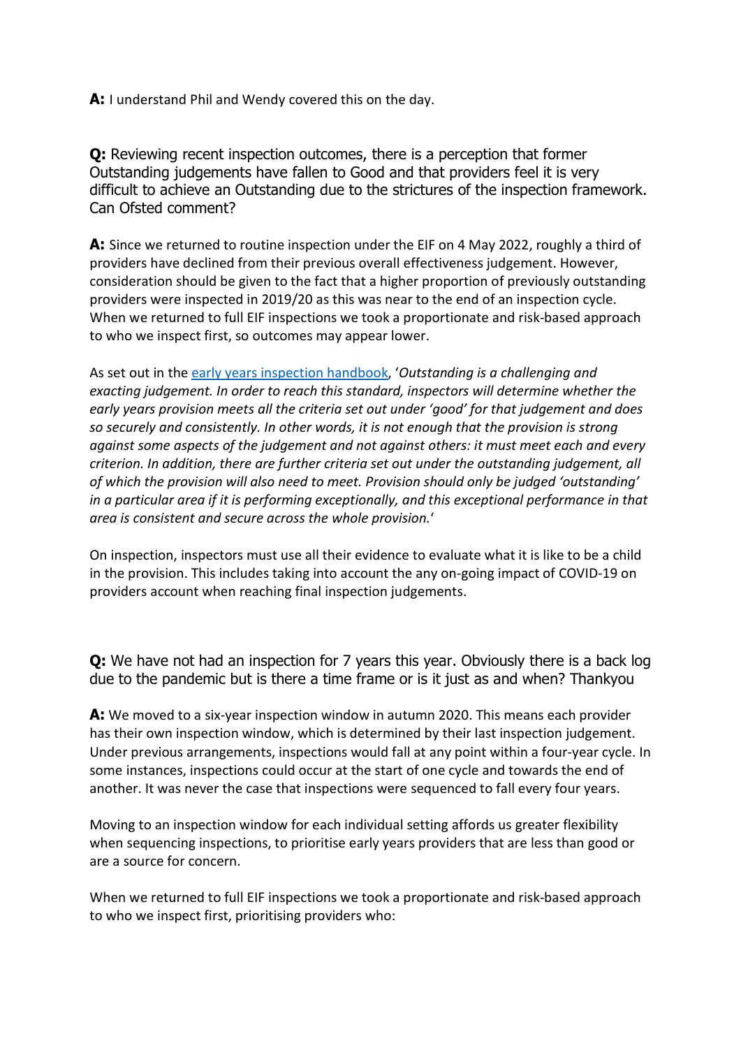**A:** I understand Phil and Wendy covered this on the day.

**Q:** Reviewing recent inspection outcomes, there is a perception that former Outstanding judgements have fallen to Good and that providers feel it is very difficult to achieve an Outstanding due to the strictures of the inspection framework. Can Ofsted comment?

**A:** Since we returned to routine inspection under the EIF on 4 May 2022, roughly a third of providers have declined from their previous overall effectiveness judgement. However, consideration should be given to the fact that a higher proportion of previously outstanding providers were inspected in 2019/20 as this was near to the end of an inspection cycle. When we returned to full EIF inspections we took a proportionate and risk-based approach to who we inspect first, so outcomes may appear lower.

As set out in the [early years inspection handbook](), '*Outstanding is a challenging and exacting judgement. In order to reach this standard, inspectors will determine whether the early years provision meets all the criteria set out under 'good' for that judgement and does so securely and consistently. In other words, it is not enough that the provision is strong against some aspects of the judgement and not against others: it must meet each and every criterion. In addition, there are further criteria set out under the outstanding judgement, all of which the provision will also need to meet. Provision should only be judged 'outstanding' in a particular area if it is performing exceptionally, and this exceptional performance in that area is consistent and secure across the whole provision.*'

On inspection, inspectors must use all their evidence to evaluate what it is like to be a child in the provision. This includes taking into account the any on-going impact of COVID-19 on providers account when reaching final inspection judgements.

**Q:** We have not had an inspection for 7 years this year. Obviously there is a back log due to the pandemic but is there a time frame or is it just as and when? Thankyou

**A:** We moved to a six-year inspection window in autumn 2020. This means each provider has their own inspection window, which is determined by their last inspection judgement. Under previous arrangements, inspections would fall at any point within a four-year cycle. In some instances, inspections could occur at the start of one cycle and towards the end of another. It was never the case that inspections were sequenced to fall every four years.

Moving to an inspection window for each individual setting affords us greater flexibility when sequencing inspections, to prioritise early years providers that are less than good or are a source for concern.

When we returned to full EIF inspections we took a proportionate and risk-based approach to who we inspect first, prioritising providers who: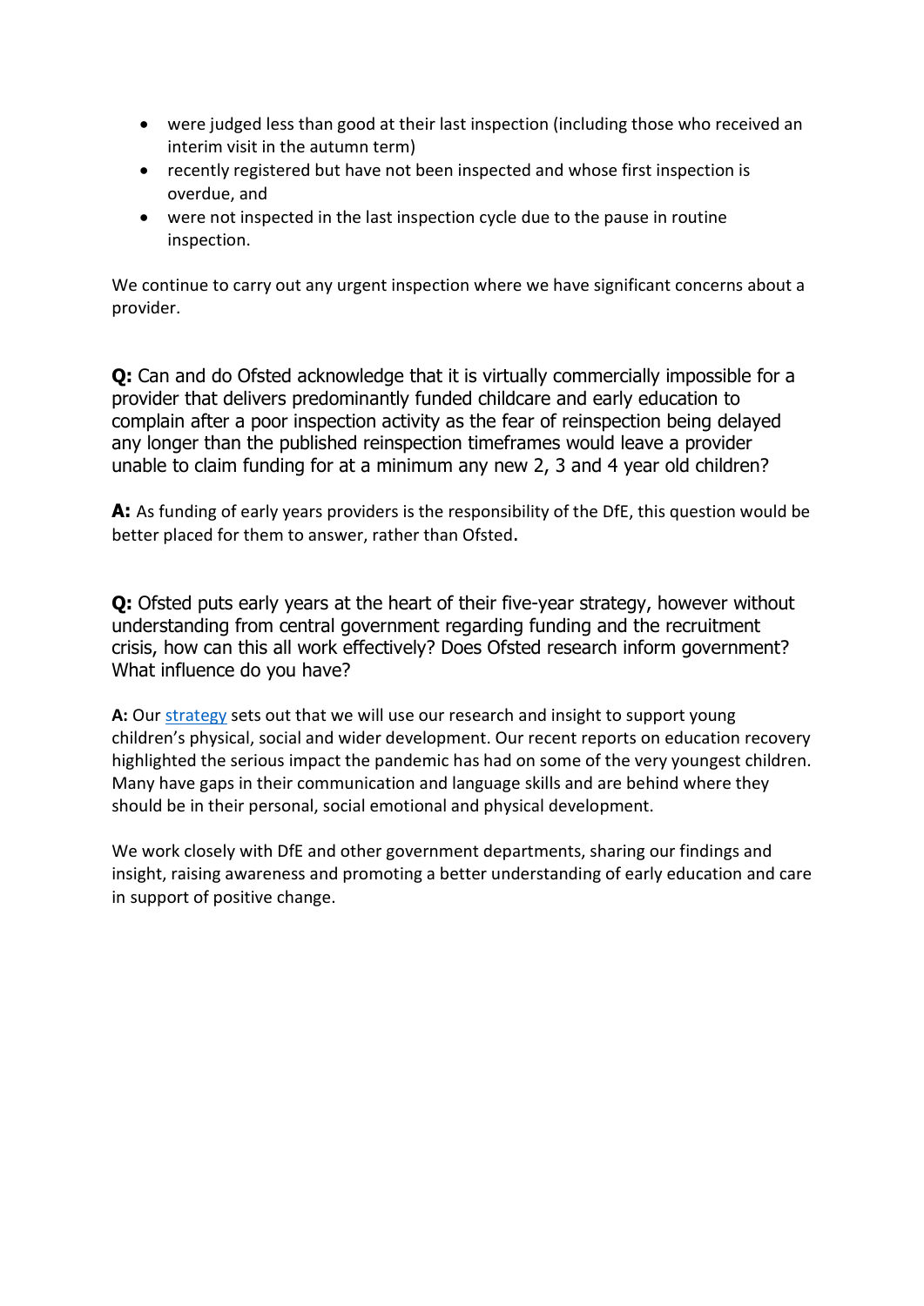- were judged less than good at their last inspection (including those who received an interim visit in the autumn term)
- recently registered but have not been inspected and whose first inspection is overdue, and
- were not inspected in the last inspection cycle due to the pause in routine inspection.

We continue to carry out any urgent inspection where we have significant concerns about a provider.

**Q:** Can and do Ofsted acknowledge that it is virtually commercially impossible for a provider that delivers predominantly funded childcare and early education to complain after a poor inspection activity as the fear of reinspection being delayed any longer than the published reinspection timeframes would leave a provider unable to claim funding for at a minimum any new 2, 3 and 4 year old children?

**A:** As funding of early years providers is the responsibility of the DfE, this question would be better placed for them to answer, rather than Ofsted.

**Q:** Ofsted puts early years at the heart of their five-year strategy, however without understanding from central government regarding funding and the recruitment crisis, how can this all work effectively? Does Ofsted research inform government? What influence do you have?

**A:** Our strategy sets out that we will use our research and insight to support young children's physical, social and wider development. Our recent reports on education recovery highlighted the serious impact the pandemic has had on some of the very youngest children. Many have gaps in their communication and language skills and are behind where they should be in their personal, social emotional and physical development.

We work closely with DfE and other government departments, sharing our findings and insight, raising awareness and promoting a better understanding of early education and care in support of positive change.